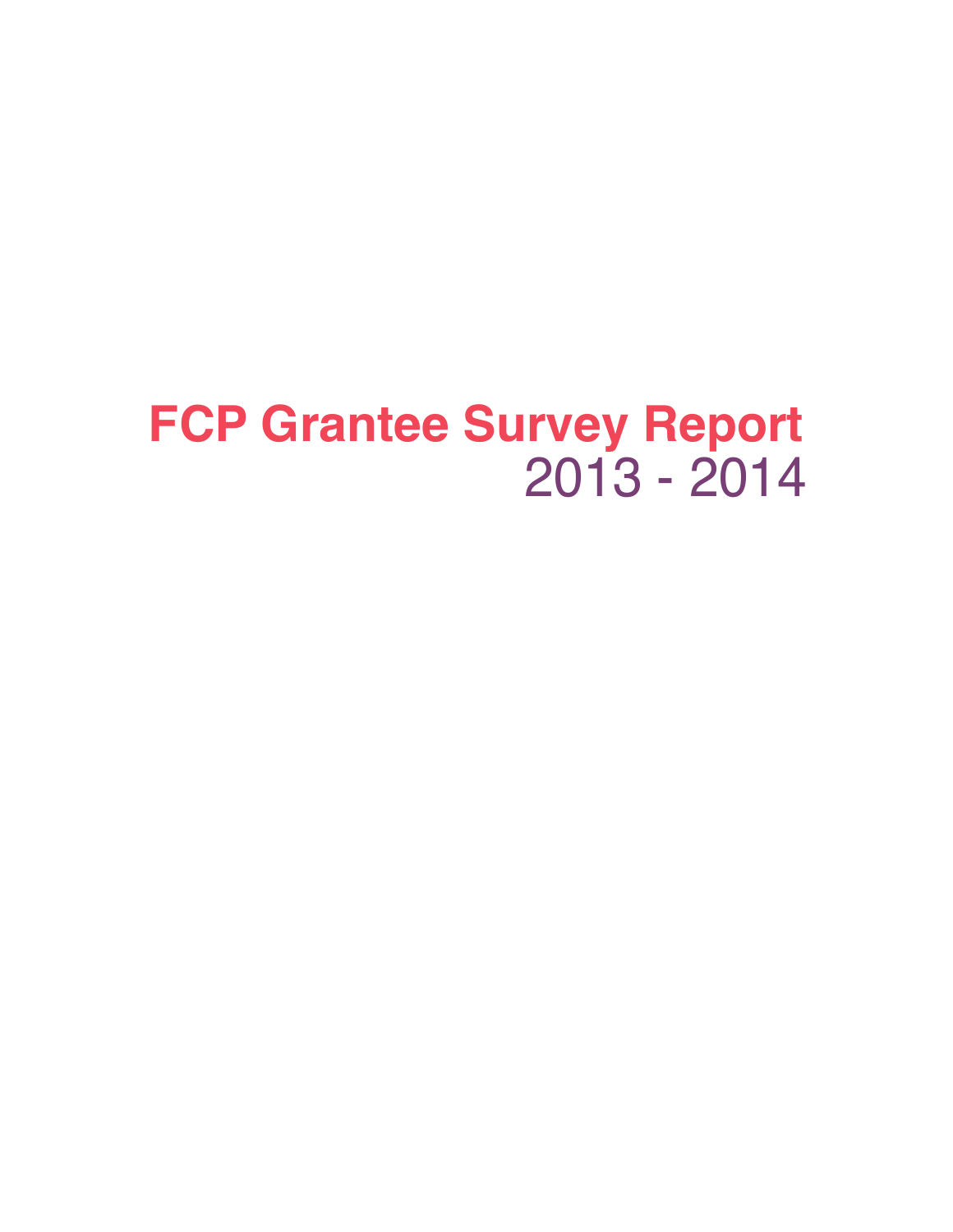# FCP Grantee Survey Report

## 2013 - 2014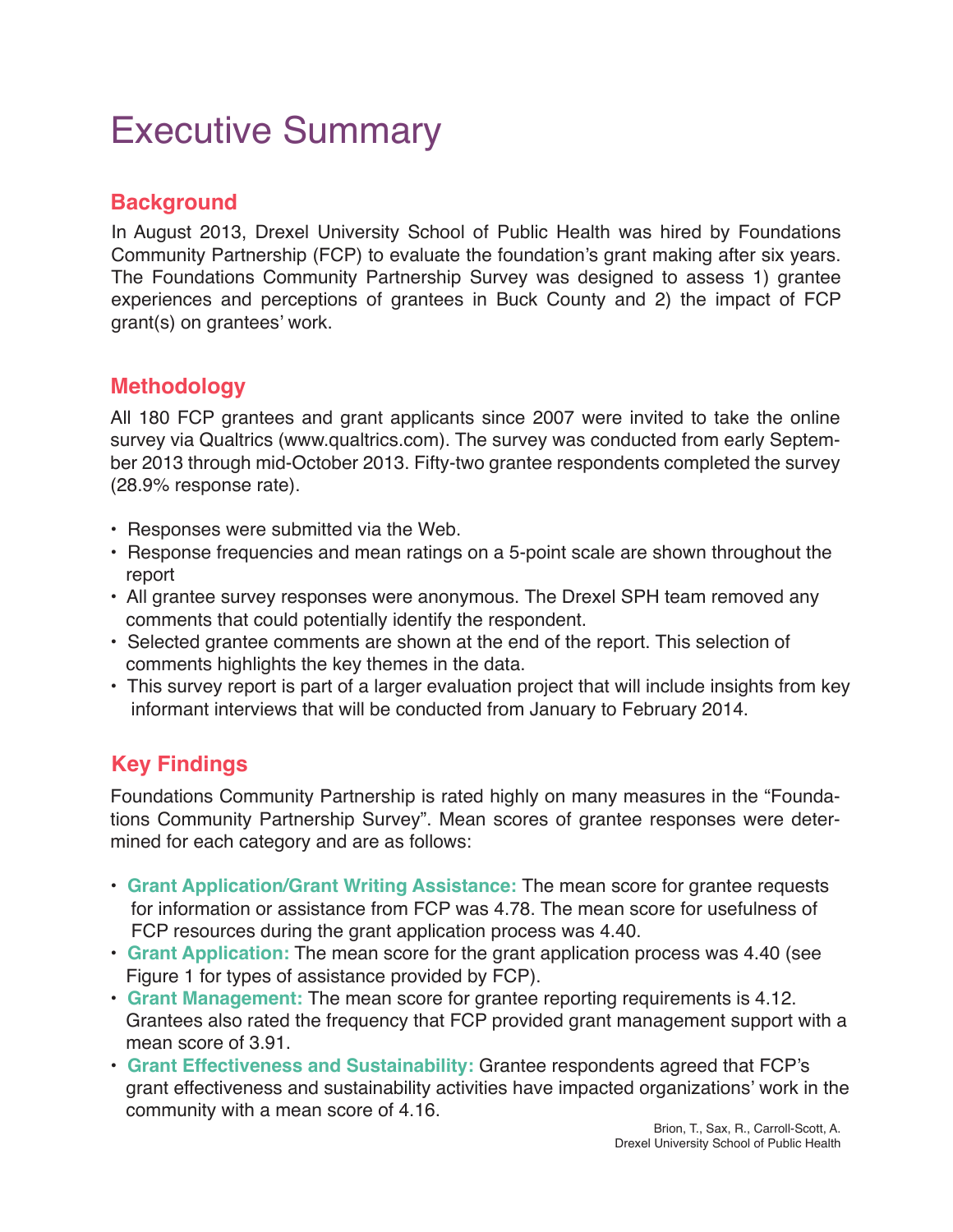# Executive Summary

## Background

In August 2013, Drexel University School of Public Health was hired by Foundations Community Partnership (FCP) to evaluate the foundation's grant making after six years. The Foundations Community Partnership Survey was designed to assess 1) grantee experiences and perceptions of grantees in Buck County and 2) the impact of FCP grant(s) on grantees' work.

## Methodology

All 180 FCP grantees and grant applicants since 2007 were invited to take the online survey via Qualtrics (www.qualtrics.com). The survey was conducted from early September 2013 through mid-October 2013. Fifty-two grantee respondents completed the survey (28.9% response rate).

- Responses were submitted via the Web.
- Response frequencies and mean ratings on a 5-point scale are shown throughout the report
- All grantee survey responses were anonymous. The Drexel SPH team removed any comments that could potentially identify the respondent.
- Selected grantee comments are shown at the end of the report. This selection of comments highlights the key themes in the data.
- This survey report is part of a larger evaluation project that will include insights from key informant interviews that will be conducted from January to February 2014.

## Key Findings

Foundations Community Partnership is rated highly on many measures in the "Foundations Community Partnership Survey". Mean scores of grantee responses were determined for each category and are as follows:

- **Grant Application/Grant Writing Assistance:** The mean score for grantee requests for information or assistance from FCP was 4.78. The mean score for usefulness of FCP resources during the grant application process was 4.40.
- **Grant Application:** The mean score for the grant application process was 4.40 (see Figure 1 for types of assistance provided by FCP).
- **Grant Management:** The mean score for grantee reporting requirements is 4.12. Grantees also rated the frequency that FCP provided grant management support with a mean score of 3.91.
- **Grant Effectiveness and Sustainability:** Grantee respondents agreed that FCP's grant effectiveness and sustainability activities have impacted organizations' work in the community with a mean score of 4.16.

Brion, T., Sax, R., Carroll-Scott, A.
Drexel University School of Public Health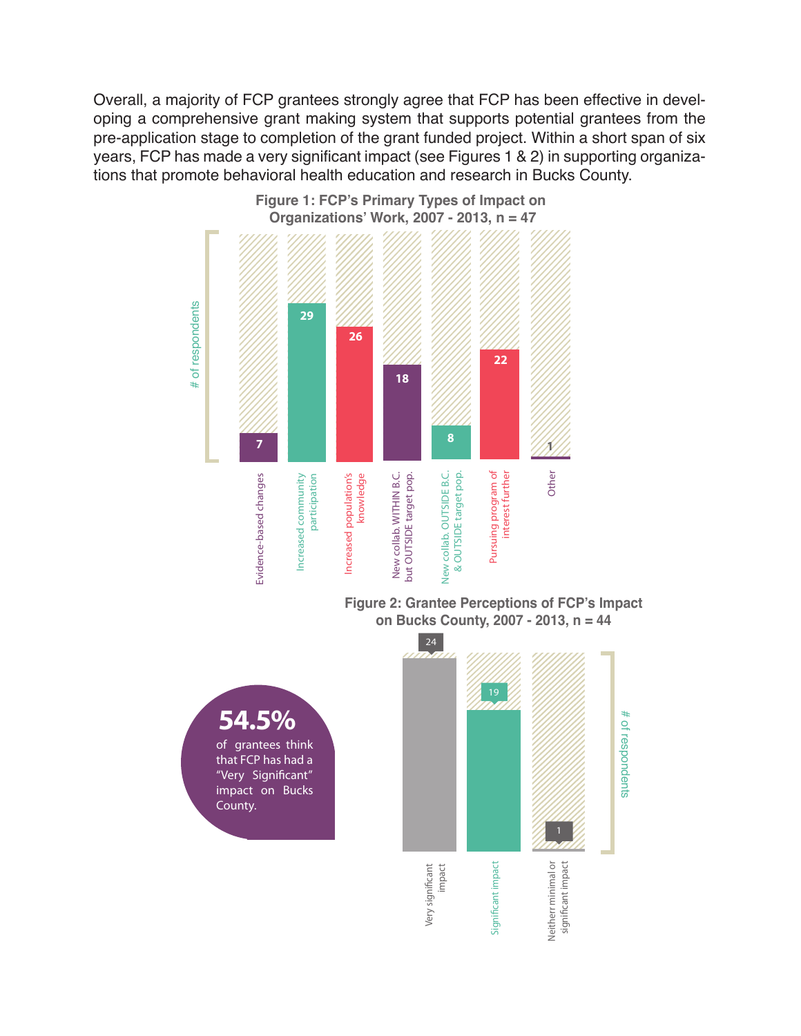Overall, a majority of FCP grantees strongly agree that FCP has been effective in developing a comprehensive grant making system that supports potential grantees from the pre-application stage to completion of the grant funded project. Within a short span of six years, FCP has made a very significant impact (see Figures 1 & 2) in supporting organizations that promote behavioral health education and research in Bucks County.

**Figure 1: FCP's Primary Types of Impact on Organizations' Work, 2007 - 2013, n = 47**

| Type of impact | # of respondents |
|---|---|
| Evidence-based changes | 7 |
| Increased community participation | 29 |
| Increased population's knowledge | 26 |
| New collab. WITHIN B.C. but OUTSIDE target pop. | 18 |
| New collab. OUTSIDE B.C. & OUTSIDE target pop. | 8 |
| Pursuing program of interest further | 22 |
| Other | 1 |

**Figure 2: Grantee Perceptions of FCP's Impact on Bucks County, 2007 - 2013, n = 44**

| Perception | # of respondents |
|---|---|
| Very significant impact | 24 |
| Significant impact | 19 |
| Neither minimal or significant impact | 1 |

**54.5%** of grantees think that FCP has had a "Very Significant" impact on Bucks County.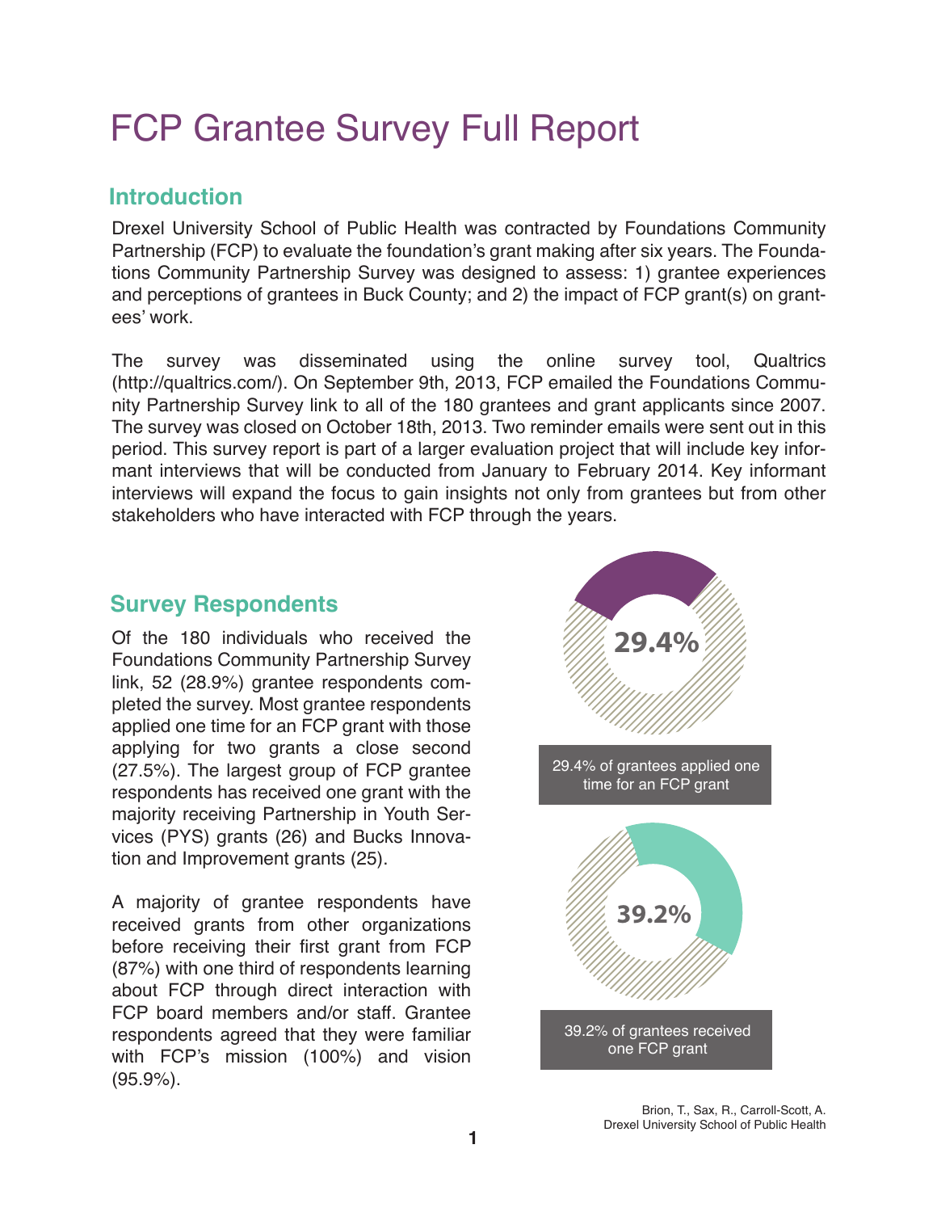# FCP Grantee Survey Full Report

## Introduction

Drexel University School of Public Health was contracted by Foundations Community Partnership (FCP) to evaluate the foundation's grant making after six years. The Foundations Community Partnership Survey was designed to assess: 1) grantee experiences and perceptions of grantees in Buck County; and 2) the impact of FCP grant(s) on grantees' work.

The survey was disseminated using the online survey tool, Qualtrics (http://qualtrics.com/). On September 9th, 2013, FCP emailed the Foundations Community Partnership Survey link to all of the 180 grantees and grant applicants since 2007. The survey was closed on October 18th, 2013. Two reminder emails were sent out in this period. This survey report is part of a larger evaluation project that will include key informant interviews that will be conducted from January to February 2014. Key informant interviews will expand the focus to gain insights not only from grantees but from other stakeholders who have interacted with FCP through the years.

## Survey Respondents

Of the 180 individuals who received the Foundations Community Partnership Survey link, 52 (28.9%) grantee respondents completed the survey. Most grantee respondents applied one time for an FCP grant with those applying for two grants a close second (27.5%). The largest group of FCP grantee respondents has received one grant with the majority receiving Partnership in Youth Services (PYS) grants (26) and Bucks Innovation and Improvement grants (25).

A majority of grantee respondents have received grants from other organizations before receiving their first grant from FCP (87%) with one third of respondents learning about FCP through direct interaction with FCP board members and/or staff. Grantee respondents agreed that they were familiar with FCP's mission (100%) and vision (95.9%).

29.4%

29.4% of grantees applied one time for an FCP grant

39.2%

39.2% of grantees received one FCP grant

Brion, T., Sax, R., Carroll-Scott, A.
Drexel University School of Public Health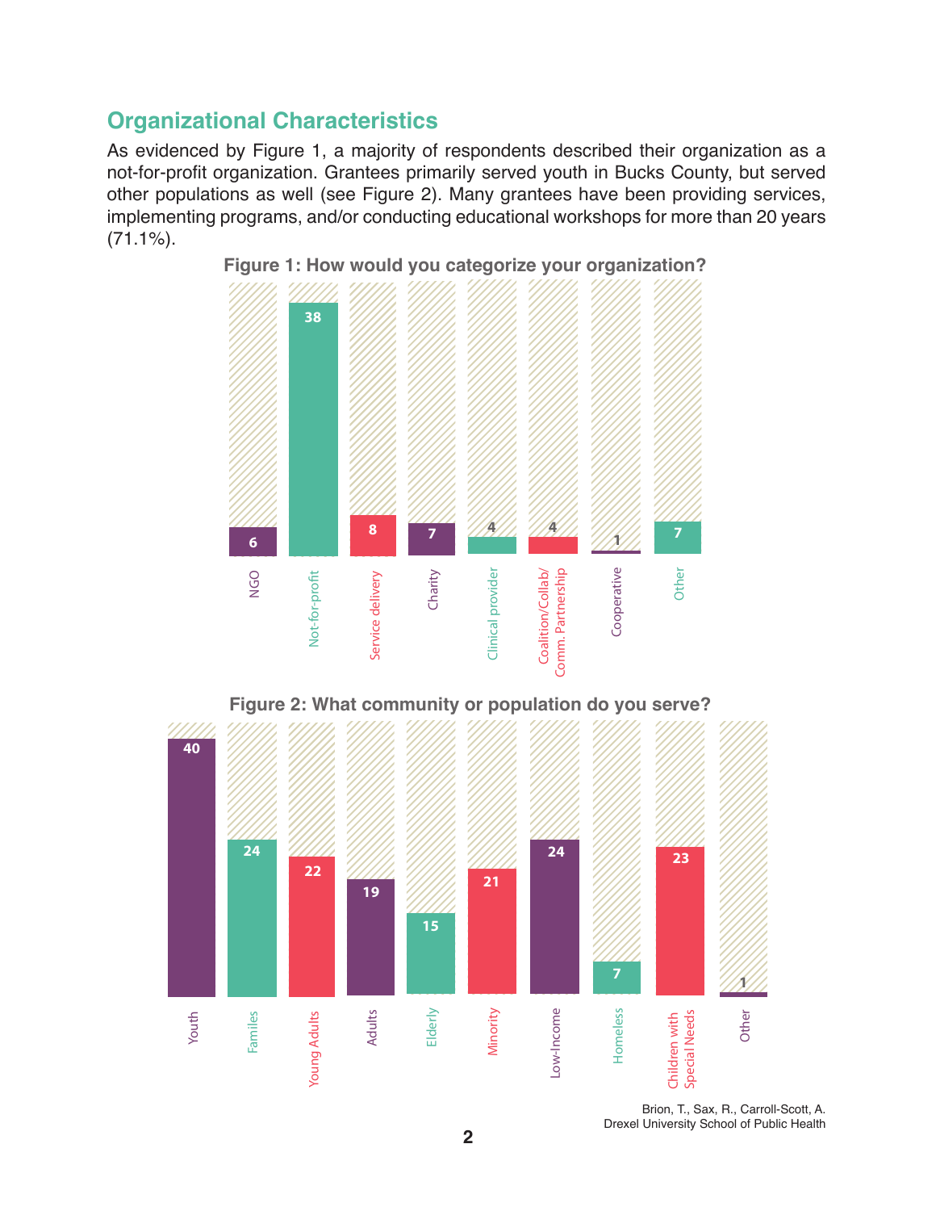## Organizational Characteristics

As evidenced by Figure 1, a majority of respondents described their organization as a not-for-profit organization. Grantees primarily served youth in Bucks County, but served other populations as well (see Figure 2). Many grantees have been providing services, implementing programs, and/or conducting educational workshops for more than 20 years (71.1%).

**Figure 1: How would you categorize your organization?**

| Category | Count |
|---|---|
| NGO | 6 |
| Not-for-profit | 38 |
| Service delivery | 8 |
| Charity | 7 |
| Clinical provider | 4 |
| Coalition/Collab/ Comm. Partnership | 4 |
| Cooperative | 1 |
| Other | 7 |

**Figure 2: What community or population do you serve?**

| Population | Count |
|---|---|
| Youth | 40 |
| Familes | 24 |
| Young Adults | 22 |
| Adults | 19 |
| Elderly | 15 |
| Minority | 21 |
| Low-Income | 24 |
| Homeless | 7 |
| Children with Special Needs | 23 |
| Other | 1 |

Brion, T., Sax, R., Carroll-Scott, A.
Drexel University School of Public Health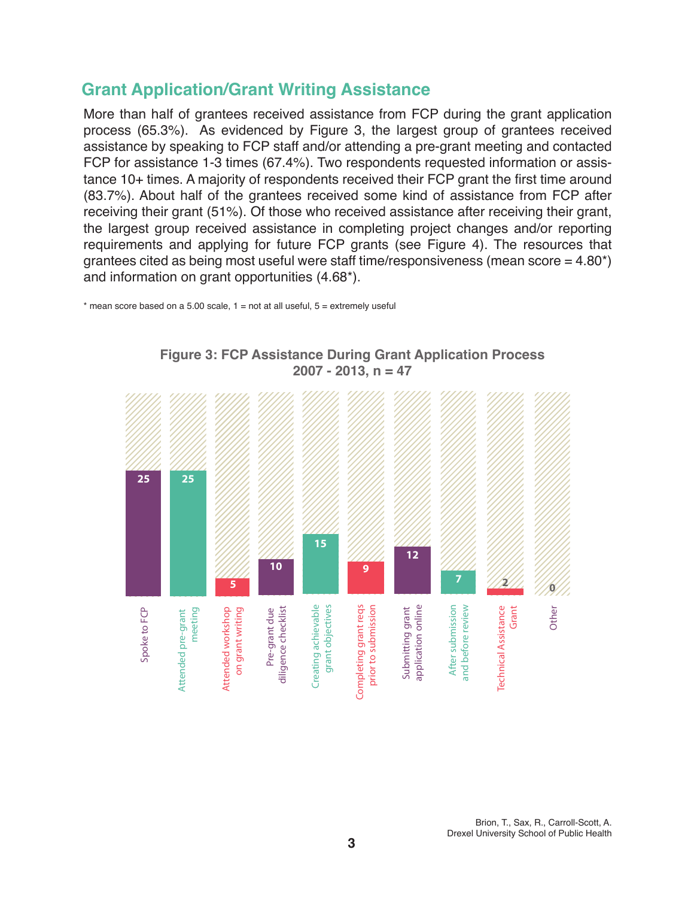## Grant Application/Grant Writing Assistance

More than half of grantees received assistance from FCP during the grant application process (65.3%). As evidenced by Figure 3, the largest group of grantees received assistance by speaking to FCP staff and/or attending a pre-grant meeting and contacted FCP for assistance 1-3 times (67.4%). Two respondents requested information or assistance 10+ times. A majority of respondents received their FCP grant the first time around (83.7%). About half of the grantees received some kind of assistance from FCP after receiving their grant (51%). Of those who received assistance after receiving their grant, the largest group received assistance in completing project changes and/or reporting requirements and applying for future FCP grants (see Figure 4). The resources that grantees cited as being most useful were staff time/responsiveness (mean score = 4.80*) and information on grant opportunities (4.68*).

* mean score based on a 5.00 scale, 1 = not at all useful, 5 = extremely useful

**Figure 3: FCP Assistance During Grant Application Process 2007 - 2013, n = 47**

| Type of assistance | Count |
|---|---|
| Spoke to FCP | 25 |
| Attended pre-grant meeting | 25 |
| Attended workshop on grant writing | 5 |
| Pre-grant due diligence checklist | 10 |
| Creating achievable grant objectives | 15 |
| Completing grant reqs prior to submission | 9 |
| Submitting grant application online | 12 |
| After submission and before review | 7 |
| Technical Assistance Grant | 2 |
| Other | 0 |

Brion, T., Sax, R., Carroll-Scott, A.
Drexel University School of Public Health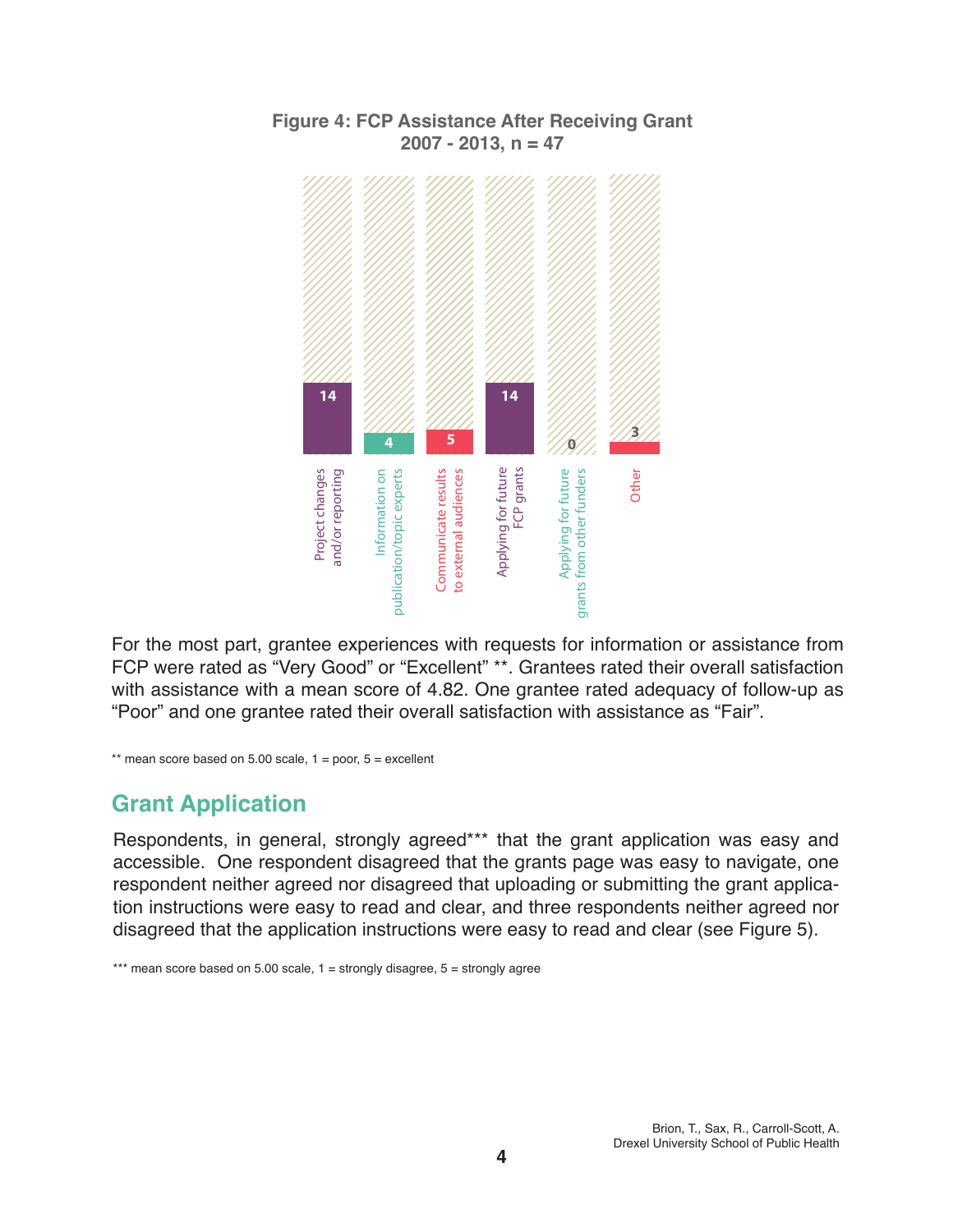**Figure 4: FCP Assistance After Receiving Grant 2007 - 2013, n = 47**

| Category | Count |
| --- | --- |
| Project changes and/or reporting | 14 |
| Information on publication/topic experts | 4 |
| Communicate results to external audiences | 5 |
| Applying for future FCP grants | 14 |
| Applying for future grants from other funders | 0 |
| Other | 3 |

For the most part, grantee experiences with requests for information or assistance from FCP were rated as "Very Good" or "Excellent" **. Grantees rated their overall satisfaction with assistance with a mean score of 4.82. One grantee rated adequacy of follow-up as "Poor" and one grantee rated their overall satisfaction with assistance as "Fair".

** mean score based on 5.00 scale, 1 = poor, 5 = excellent

## Grant Application

Respondents, in general, strongly agreed*** that the grant application was easy and accessible. One respondent disagreed that the grants page was easy to navigate, one respondent neither agreed nor disagreed that uploading or submitting the grant application instructions were easy to read and clear, and three respondents neither agreed nor disagreed that the application instructions were easy to read and clear (see Figure 5).

*** mean score based on 5.00 scale, 1 = strongly disagree, 5 = strongly agree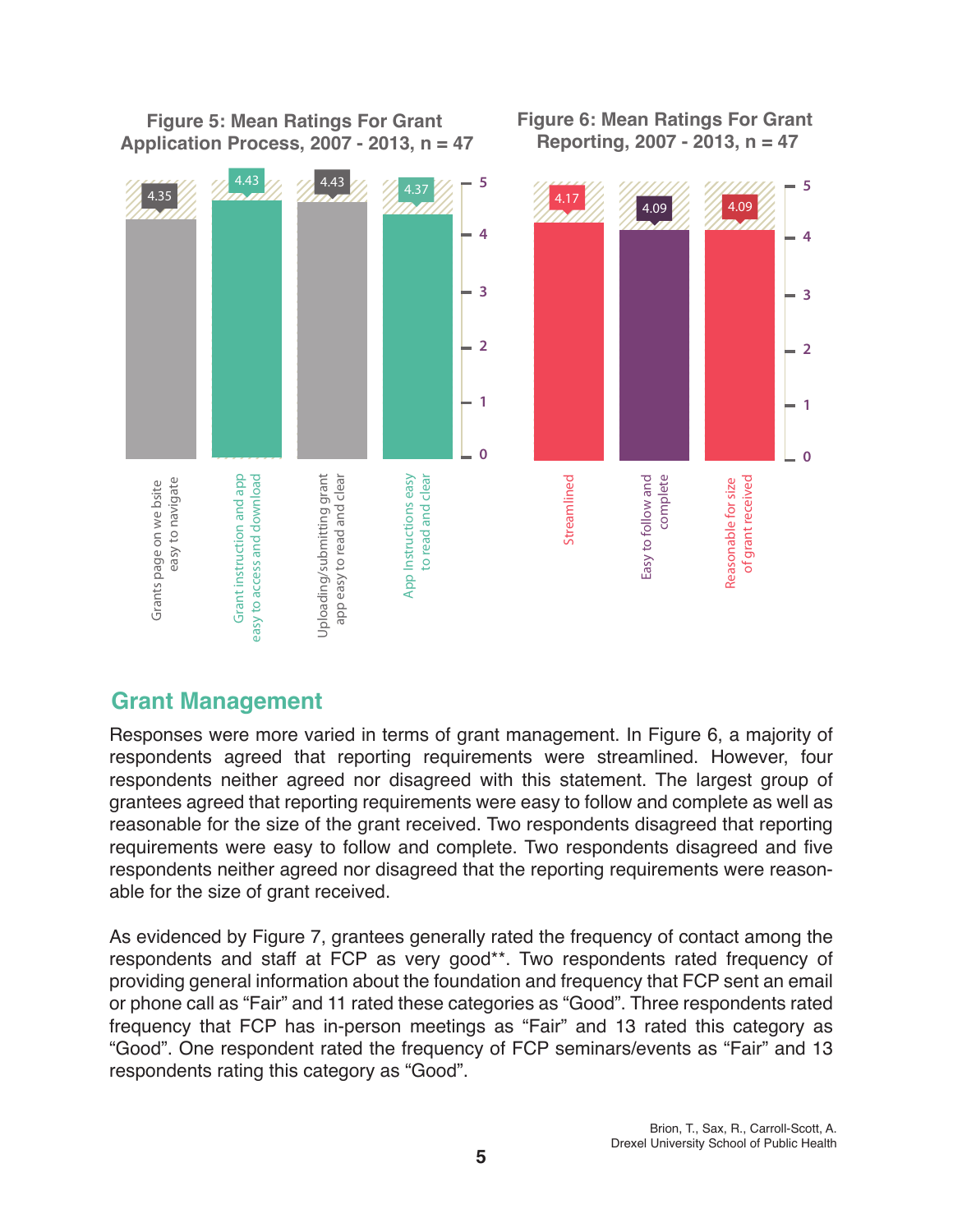**Figure 5: Mean Ratings For Grant Application Process, 2007 - 2013, n = 47**

| Item | Mean Rating |
|---|---|
| Grants page on website easy to navigate | 4.35 |
| Grant instruction and app easy to access and download | 4.43 |
| Uploading/submitting grant app easy to read and clear | 4.43 |
| App Instructions easy to read and clear | 4.37 |

**Figure 6: Mean Ratings For Grant Reporting, 2007 - 2013, n = 47**

| Item | Mean Rating |
|---|---|
| Streamlined | 4.17 |
| Easy to follow and complete | 4.09 |
| Reasonable for size of grant received | 4.09 |

## Grant Management

Responses were more varied in terms of grant management. In Figure 6, a majority of respondents agreed that reporting requirements were streamlined. However, four respondents neither agreed nor disagreed with this statement. The largest group of grantees agreed that reporting requirements were easy to follow and complete as well as reasonable for the size of the grant received. Two respondents disagreed that reporting requirements were easy to follow and complete. Two respondents disagreed and five respondents neither agreed nor disagreed that the reporting requirements were reasonable for the size of grant received.

As evidenced by Figure 7, grantees generally rated the frequency of contact among the respondents and staff at FCP as very good**. Two respondents rated frequency of providing general information about the foundation and frequency that FCP sent an email or phone call as “Fair” and 11 rated these categories as “Good”. Three respondents rated frequency that FCP has in-person meetings as “Fair” and 13 rated this category as “Good”. One respondent rated the frequency of FCP seminars/events as “Fair” and 13 respondents rating this category as “Good”.

Brion, T., Sax, R., Carroll-Scott, A.
Drexel University School of Public Health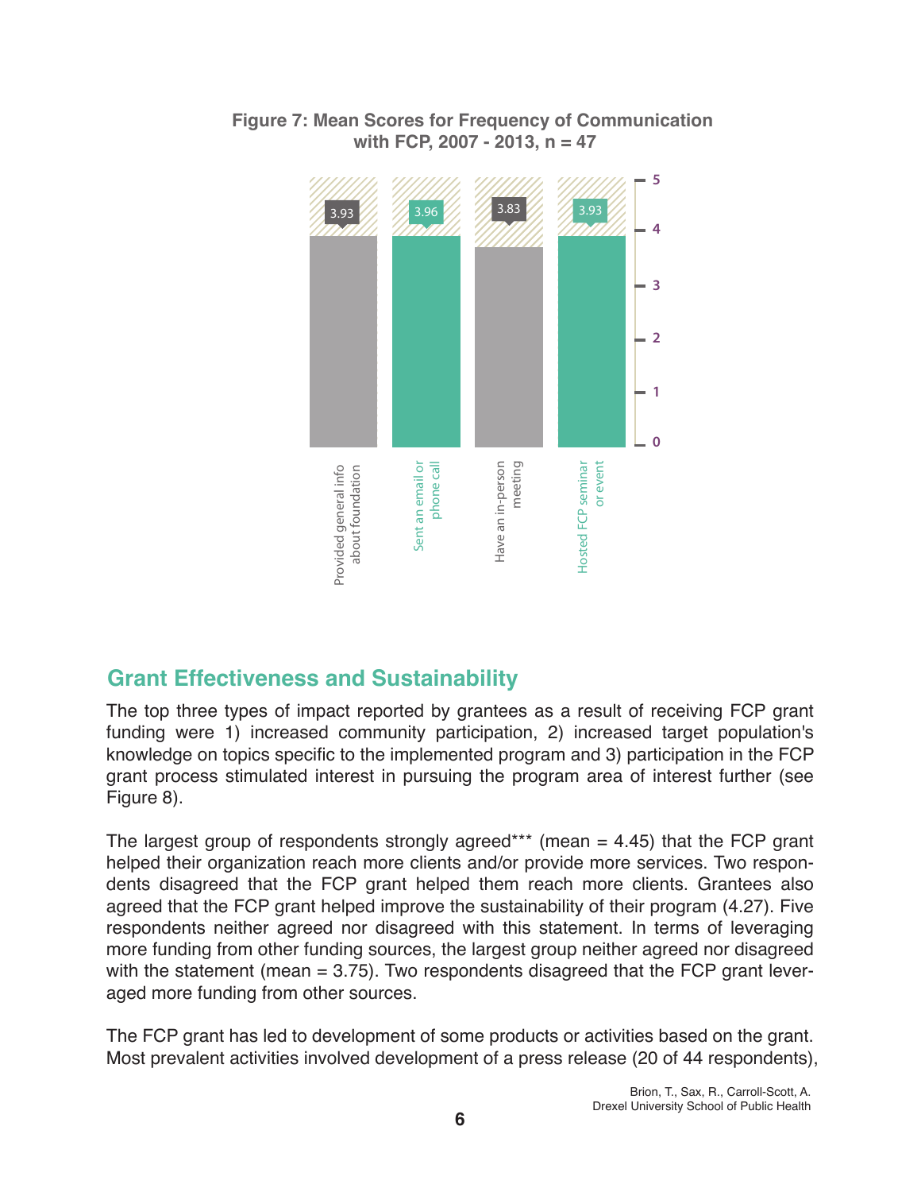**Figure 7: Mean Scores for Frequency of Communication with FCP, 2007 - 2013, n = 47**

| Type of communication | Mean score |
|---|---|
| Provided general info about foundation | 3.93 |
| Sent an email or phone call | 3.96 |
| Have an in-person meeting | 3.83 |
| Hosted FCP seminar or event | 3.93 |

## Grant Effectiveness and Sustainability

The top three types of impact reported by grantees as a result of receiving FCP grant funding were 1) increased community participation, 2) increased target population's knowledge on topics specific to the implemented program and 3) participation in the FCP grant process stimulated interest in pursuing the program area of interest further (see Figure 8).

The largest group of respondents strongly agreed*** (mean = 4.45) that the FCP grant helped their organization reach more clients and/or provide more services. Two respondents disagreed that the FCP grant helped them reach more clients. Grantees also agreed that the FCP grant helped improve the sustainability of their program (4.27). Five respondents neither agreed nor disagreed with this statement. In terms of leveraging more funding from other funding sources, the largest group neither agreed nor disagreed with the statement (mean = 3.75). Two respondents disagreed that the FCP grant leveraged more funding from other sources.

The FCP grant has led to development of some products or activities based on the grant. Most prevalent activities involved development of a press release (20 of 44 respondents),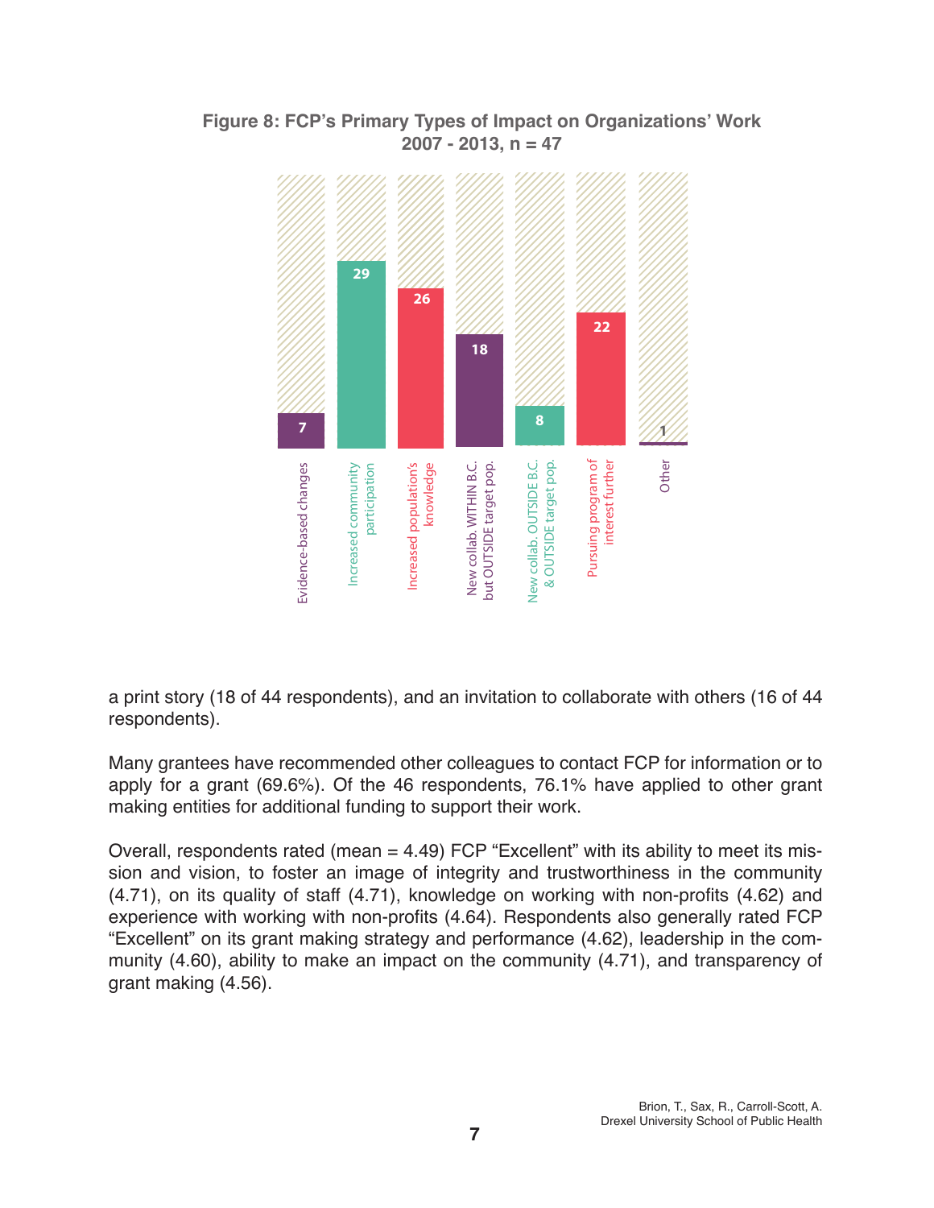**Figure 8: FCP's Primary Types of Impact on Organizations' Work 2007 - 2013, n = 47**

| Type of Impact | Count |
|---|---|
| Evidence-based changes | 7 |
| Increased community participation | 29 |
| Increased population's knowledge | 26 |
| New collab. WITHIN B.C. but OUTSIDE target pop. | 18 |
| New collab. OUTSIDE B.C. & OUTSIDE target pop. | 8 |
| Pursuing program of interest further | 22 |
| Other | 1 |

a print story (18 of 44 respondents), and an invitation to collaborate with others (16 of 44 respondents).

Many grantees have recommended other colleagues to contact FCP for information or to apply for a grant (69.6%). Of the 46 respondents, 76.1% have applied to other grant making entities for additional funding to support their work.

Overall, respondents rated (mean = 4.49) FCP "Excellent" with its ability to meet its mission and vision, to foster an image of integrity and trustworthiness in the community (4.71), on its quality of staff (4.71), knowledge on working with non-profits (4.62) and experience with working with non-profits (4.64). Respondents also generally rated FCP "Excellent" on its grant making strategy and performance (4.62), leadership in the community (4.60), ability to make an impact on the community (4.71), and transparency of grant making (4.56).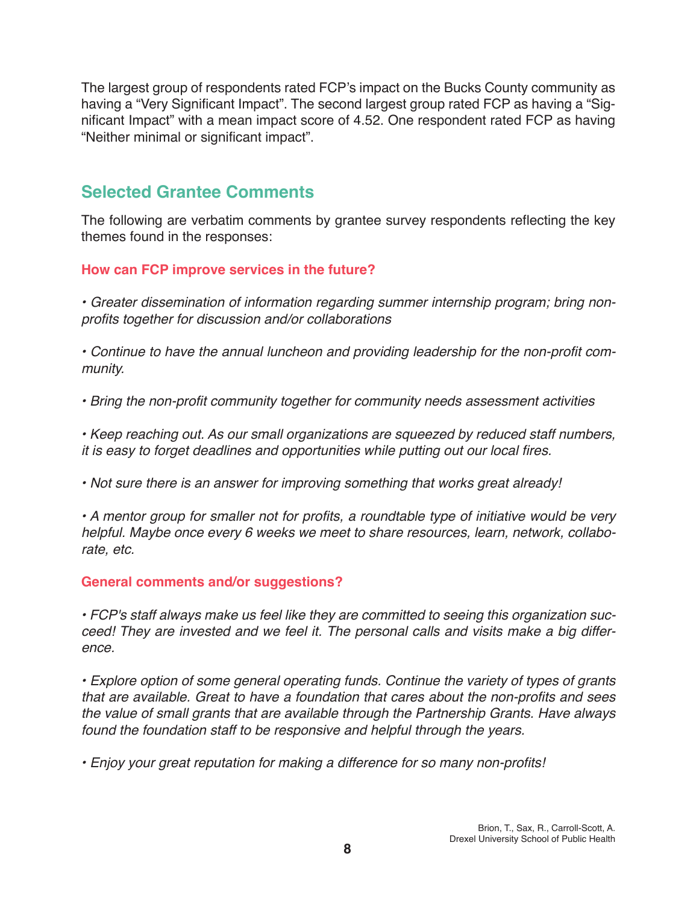The largest group of respondents rated FCP's impact on the Bucks County community as having a "Very Significant Impact". The second largest group rated FCP as having a "Significant Impact" with a mean impact score of 4.52. One respondent rated FCP as having "Neither minimal or significant impact".

## Selected Grantee Comments

The following are verbatim comments by grantee survey respondents reflecting the key themes found in the responses:

### How can FCP improve services in the future?

*• Greater dissemination of information regarding summer internship program; bring non-profits together for discussion and/or collaborations*

*• Continue to have the annual luncheon and providing leadership for the non-profit community.*

*• Bring the non-profit community together for community needs assessment activities*

*• Keep reaching out. As our small organizations are squeezed by reduced staff numbers, it is easy to forget deadlines and opportunities while putting out our local fires.*

*• Not sure there is an answer for improving something that works great already!*

*• A mentor group for smaller not for profits, a roundtable type of initiative would be very helpful. Maybe once every 6 weeks we meet to share resources, learn, network, collaborate, etc.*

### General comments and/or suggestions?

*• FCP's staff always make us feel like they are committed to seeing this organization succeed! They are invested and we feel it. The personal calls and visits make a big difference.*

*• Explore option of some general operating funds. Continue the variety of types of grants that are available. Great to have a foundation that cares about the non-profits and sees the value of small grants that are available through the Partnership Grants. Have always found the foundation staff to be responsive and helpful through the years.*

*• Enjoy your great reputation for making a difference for so many non-profits!*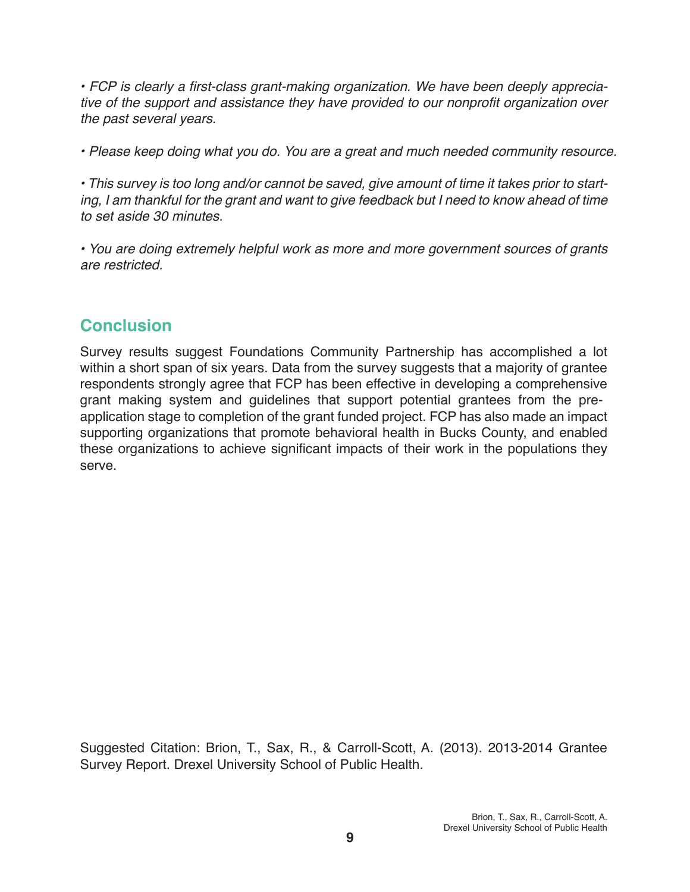*• FCP is clearly a first-class grant-making organization. We have been deeply appreciative of the support and assistance they have provided to our nonprofit organization over the past several years.*

*• Please keep doing what you do. You are a great and much needed community resource.*

*• This survey is too long and/or cannot be saved, give amount of time it takes prior to starting, I am thankful for the grant and want to give feedback but I need to know ahead of time to set aside 30 minutes.*

*• You are doing extremely helpful work as more and more government sources of grants are restricted.*

## Conclusion

Survey results suggest Foundations Community Partnership has accomplished a lot within a short span of six years. Data from the survey suggests that a majority of grantee respondents strongly agree that FCP has been effective in developing a comprehensive grant making system and guidelines that support potential grantees from the pre-application stage to completion of the grant funded project. FCP has also made an impact supporting organizations that promote behavioral health in Bucks County, and enabled these organizations to achieve significant impacts of their work in the populations they serve.

Suggested Citation: Brion, T., Sax, R., & Carroll-Scott, A. (2013). 2013-2014 Grantee Survey Report. Drexel University School of Public Health.